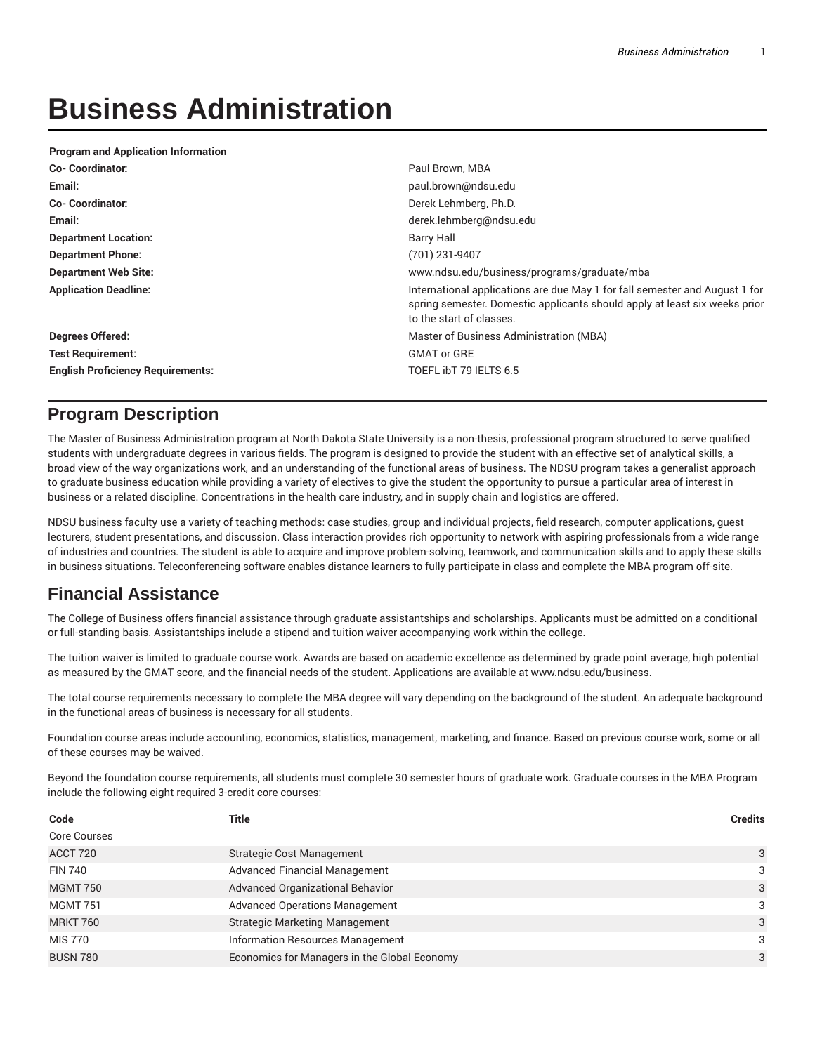# Business Administration

| Program and Application Information | |
|---|---|
| **Co- Coordinator:** | Paul Brown, MBA |
| **Email:** | paul.brown@ndsu.edu |
| **Co- Coordinator:** | Derek Lehmberg, Ph.D. |
| **Email:** | derek.lehmberg@ndsu.edu |
| **Department Location:** | Barry Hall |
| **Department Phone:** | (701) 231-9407 |
| **Department Web Site:** | www.ndsu.edu/business/programs/graduate/mba |
| **Application Deadline:** | International applications are due May 1 for fall semester and August 1 for spring semester. Domestic applicants should apply at least six weeks prior to the start of classes. |
| **Degrees Offered:** | Master of Business Administration (MBA) |
| **Test Requirement:** | GMAT or GRE |
| **English Proficiency Requirements:** | TOEFL ibT 79 IELTS 6.5 |

## Program Description

The Master of Business Administration program at North Dakota State University is a non-thesis, professional program structured to serve qualified students with undergraduate degrees in various fields. The program is designed to provide the student with an effective set of analytical skills, a broad view of the way organizations work, and an understanding of the functional areas of business. The NDSU program takes a generalist approach to graduate business education while providing a variety of electives to give the student the opportunity to pursue a particular area of interest in business or a related discipline. Concentrations in the health care industry, and in supply chain and logistics are offered.

NDSU business faculty use a variety of teaching methods: case studies, group and individual projects, field research, computer applications, guest lecturers, student presentations, and discussion. Class interaction provides rich opportunity to network with aspiring professionals from a wide range of industries and countries. The student is able to acquire and improve problem-solving, teamwork, and communication skills and to apply these skills in business situations. Teleconferencing software enables distance learners to fully participate in class and complete the MBA program off-site.

## Financial Assistance

The College of Business offers financial assistance through graduate assistantships and scholarships. Applicants must be admitted on a conditional or full-standing basis. Assistantships include a stipend and tuition waiver accompanying work within the college.

The tuition waiver is limited to graduate course work. Awards are based on academic excellence as determined by grade point average, high potential as measured by the GMAT score, and the financial needs of the student. Applications are available at www.ndsu.edu/business.

The total course requirements necessary to complete the MBA degree will vary depending on the background of the student. An adequate background in the functional areas of business is necessary for all students.

Foundation course areas include accounting, economics, statistics, management, marketing, and finance. Based on previous course work, some or all of these courses may be waived.

Beyond the foundation course requirements, all students must complete 30 semester hours of graduate work. Graduate courses in the MBA Program include the following eight required 3-credit core courses:

| Code | Title | Credits |
|---|---|---|
| Core Courses | | |
| ACCT 720 | Strategic Cost Management | 3 |
| FIN 740 | Advanced Financial Management | 3 |
| MGMT 750 | Advanced Organizational Behavior | 3 |
| MGMT 751 | Advanced Operations Management | 3 |
| MRKT 760 | Strategic Marketing Management | 3 |
| MIS 770 | Information Resources Management | 3 |
| BUSN 780 | Economics for Managers in the Global Economy | 3 |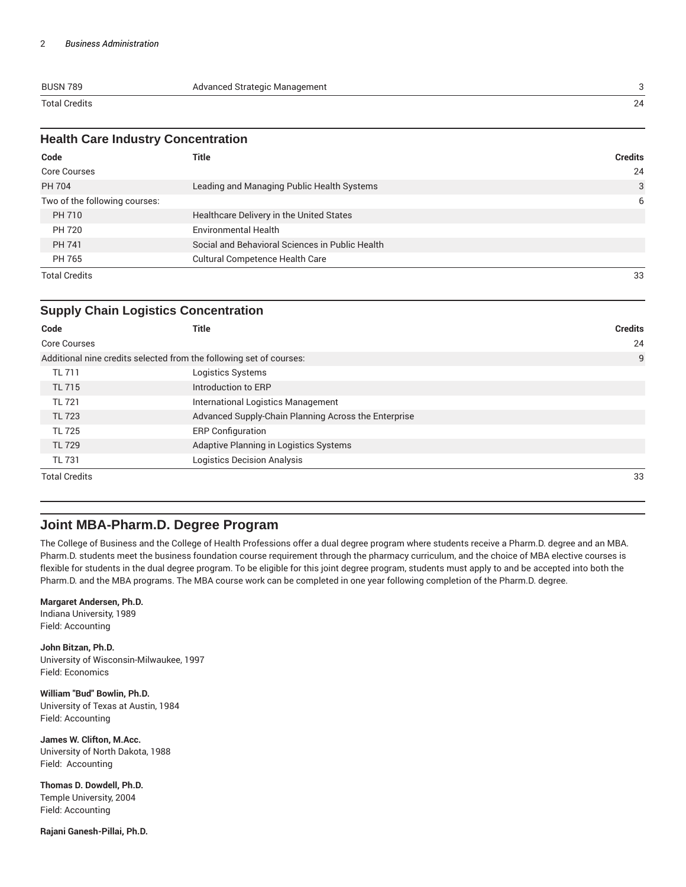| | | |
|---|---|---|
| BUSN 789 | Advanced Strategic Management | 3 |
| Total Credits | | 24 |

### Health Care Industry Concentration

| Code | Title | Credits |
|---|---|---|
| Core Courses | | 24 |
| PH 704 | Leading and Managing Public Health Systems | 3 |
| Two of the following courses: | | 6 |
| PH 710 | Healthcare Delivery in the United States | |
| PH 720 | Environmental Health | |
| PH 741 | Social and Behavioral Sciences in Public Health | |
| PH 765 | Cultural Competence Health Care | |
| Total Credits | | 33 |

### Supply Chain Logistics Concentration

| Code | Title | Credits |
|---|---|---|
| Core Courses | | 24 |
| Additional nine credits selected from the following set of courses: | | 9 |
| TL 711 | Logistics Systems | |
| TL 715 | Introduction to ERP | |
| TL 721 | International Logistics Management | |
| TL 723 | Advanced Supply-Chain Planning Across the Enterprise | |
| TL 725 | ERP Configuration | |
| TL 729 | Adaptive Planning in Logistics Systems | |
| TL 731 | Logistics Decision Analysis | |
| Total Credits | | 33 |

## Joint MBA-Pharm.D. Degree Program

The College of Business and the College of Health Professions offer a dual degree program where students receive a Pharm.D. degree and an MBA. Pharm.D. students meet the business foundation course requirement through the pharmacy curriculum, and the choice of MBA elective courses is flexible for students in the dual degree program. To be eligible for this joint degree program, students must apply to and be accepted into both the Pharm.D. and the MBA programs. The MBA course work can be completed in one year following completion of the Pharm.D. degree.

**Margaret Andersen, Ph.D.**
Indiana University, 1989
Field: Accounting

**John Bitzan, Ph.D.**
University of Wisconsin-Milwaukee, 1997
Field: Economics

**William "Bud" Bowlin, Ph.D.**
University of Texas at Austin, 1984
Field: Accounting

**James W. Clifton, M.Acc.**
University of North Dakota, 1988
Field: Accounting

**Thomas D. Dowdell, Ph.D.**
Temple University, 2004
Field: Accounting

**Rajani Ganesh-Pillai, Ph.D.**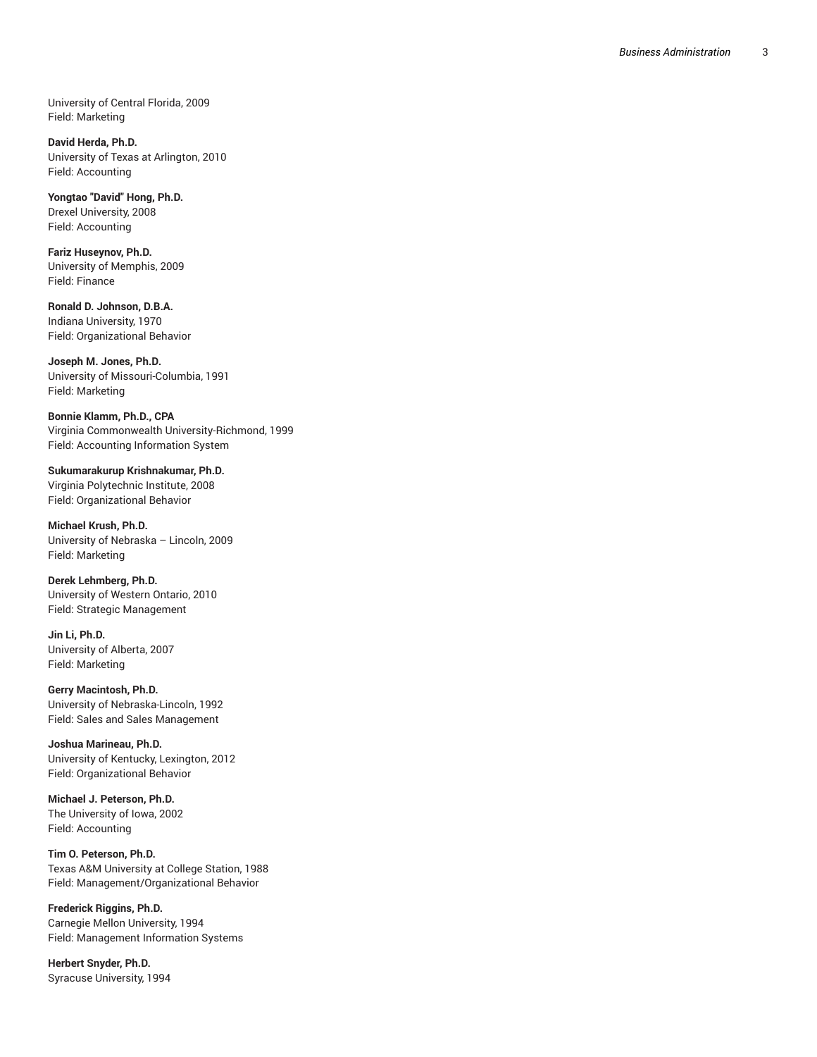University of Central Florida, 2009
Field: Marketing

**David Herda, Ph.D.**
University of Texas at Arlington, 2010
Field: Accounting

**Yongtao "David" Hong, Ph.D.**
Drexel University, 2008
Field: Accounting

**Fariz Huseynov, Ph.D.**
University of Memphis, 2009
Field: Finance

**Ronald D. Johnson, D.B.A.**
Indiana University, 1970
Field: Organizational Behavior

**Joseph M. Jones, Ph.D.**
University of Missouri-Columbia, 1991
Field: Marketing

**Bonnie Klamm, Ph.D., CPA**
Virginia Commonwealth University-Richmond, 1999
Field: Accounting Information System

**Sukumarakurup Krishnakumar, Ph.D.**
Virginia Polytechnic Institute, 2008
Field: Organizational Behavior

**Michael Krush, Ph.D.**
University of Nebraska – Lincoln, 2009
Field: Marketing

**Derek Lehmberg, Ph.D.**
University of Western Ontario, 2010
Field: Strategic Management

**Jin Li, Ph.D.**
University of Alberta, 2007
Field: Marketing

**Gerry Macintosh, Ph.D.**
University of Nebraska-Lincoln, 1992
Field: Sales and Sales Management

**Joshua Marineau, Ph.D.**
University of Kentucky, Lexington, 2012
Field: Organizational Behavior

**Michael J. Peterson, Ph.D.**
The University of Iowa, 2002
Field: Accounting

**Tim O. Peterson, Ph.D.**
Texas A&M University at College Station, 1988
Field: Management/Organizational Behavior

**Frederick Riggins, Ph.D.**
Carnegie Mellon University, 1994
Field: Management Information Systems

**Herbert Snyder, Ph.D.**
Syracuse University, 1994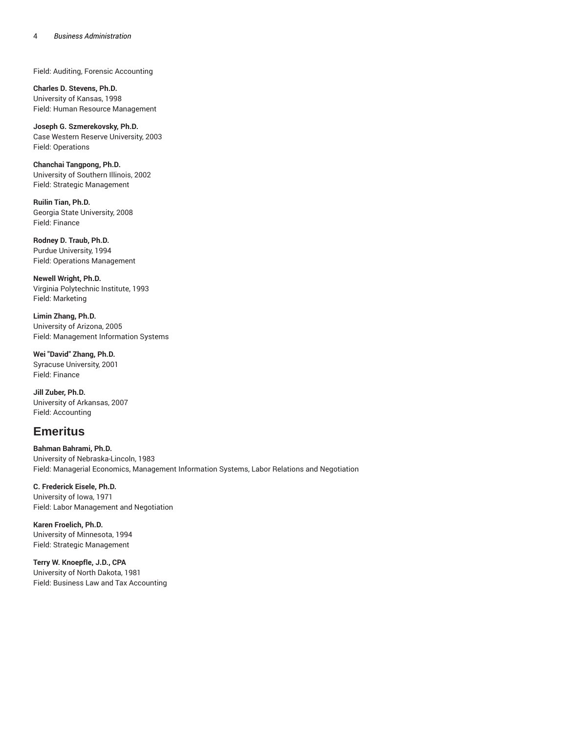Field: Auditing, Forensic Accounting

**Charles D. Stevens, Ph.D.**
University of Kansas, 1998
Field: Human Resource Management

**Joseph G. Szmerekovsky, Ph.D.**
Case Western Reserve University, 2003
Field: Operations

**Chanchai Tangpong, Ph.D.**
University of Southern Illinois, 2002
Field: Strategic Management

**Ruilin Tian, Ph.D.**
Georgia State University, 2008
Field: Finance

**Rodney D. Traub, Ph.D.**
Purdue University, 1994
Field: Operations Management

**Newell Wright, Ph.D.**
Virginia Polytechnic Institute, 1993
Field: Marketing

**Limin Zhang, Ph.D.**
University of Arizona, 2005
Field: Management Information Systems

**Wei "David" Zhang, Ph.D.**
Syracuse University, 2001
Field: Finance

**Jill Zuber, Ph.D.**
University of Arkansas, 2007
Field: Accounting

## Emeritus

**Bahman Bahrami, Ph.D.**
University of Nebraska-Lincoln, 1983
Field: Managerial Economics, Management Information Systems, Labor Relations and Negotiation

**C. Frederick Eisele, Ph.D.**
University of Iowa, 1971
Field: Labor Management and Negotiation

**Karen Froelich, Ph.D.**
University of Minnesota, 1994
Field: Strategic Management

**Terry W. Knoepfle, J.D., CPA**
University of North Dakota, 1981
Field: Business Law and Tax Accounting